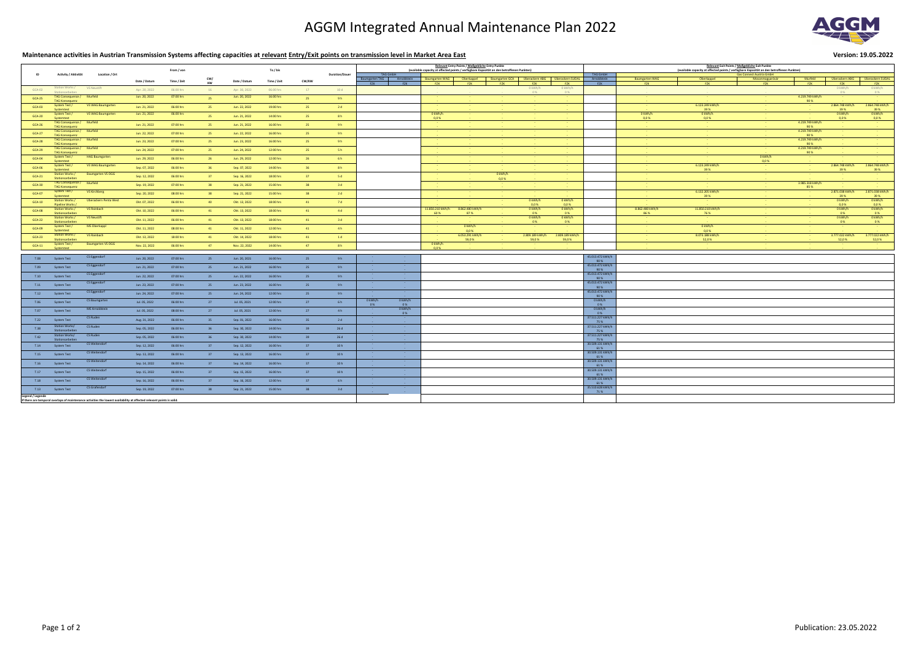# AGGM Integrated Annual Maintenance Plan 2022

**Maintenance activities in Austrian Transmission Systems affecting capacities at relevant Entry/Exit points on transmission level in Market Area East**

**Version: 19.05.2022**

| ID | Activity / Aktivität | Location / Ort | From / von | | | To / bis | | | Duration/Dauer | Relevant Entry Points / Maßgebliche Entry Punkte (available capacity at affected points / verfügbare Kapazität an den betroffenen Punkten) | | | | | | | Relevant Exit Points / Maßgebliche Exit Punkte (available capacity at affected points / verfügbare Kapazität an den betroffenen Punkten) | | | | | | |
|---|---|---|---|---|---|---|---|---|---|---|---|---|---|---|---|---|---|---|---|---|---|---|---|
| | | | | | | | | | | TAG GmbH | | | | | | | TAG GmbH | Gas Connect Austria GmbH | | | | | |
| | | | Date / Datum | Time / Zeit | CW/KW | Date / Datum | Time / Zeit | CW/KW | | Baumgarten TAG | Arnoldstein | Baumgarten WAG | Oberkappel | Baumgarten GCA | Überackern ABG | Überackern SUDAL | Arnoldstein | Baumgarten WAG | Oberkappel | Mosonmagyaróvár | Murfeld | Überackern ABG | Überackern SUDAL |
| | | | | | | | | | | FZK | FZK | FZK | FZK | FZK | FZK | FZK | FZK | FZK | FZK | FZK | FZK | FZK | FZK |
| GCA-01 | Station Works / Stationsarbeiten | VS Neustift | Apr. 20, 2022 | 06:00 hrs | 16 | Apr. 30, 2022 | 06:00 hrs | 17 | 10 d | | | - | - | - | 0 kWh/h 0 % | 0 kWh/h 0 % | | - | - | - | - | 0 kWh/h 0 % | 0 kWh/h 0 % |
| GCA-25 | TAG Consequence / TAG Konsequenz | Murfeld | Jun. 20, 2022 | 07:00 hrs | 25 | Jun. 20, 2022 | 16:00 hrs | 25 | 9 h | | | - | - | - | - | - | | - | - | - | 4.229.749 kWh/h 90 % | - | - |
| GCA-03 | System Test / Systemtest | VS WAG Baumgarten | Jun. 21, 2022 | 06:00 hrs | 25 | Jun. 22, 2022 | 19:00 hrs | 25 | 2 d | | | - | - | - | - | - | | - | 6.123.249 kWh/h 39 % | - | - | 2.864.748 kWh/h 39 % | 2.864.748 kWh/h 39 % |
| GCA-20 | System Test / Systemtest | VS WAG Baumgarten | Jun. 21, 2022 | 06:00 hrs | 25 | Jun. 21, 2022 | 14:00 hrs | 25 | 8 h | | | 0 kWh/h 0,0 % | - | - | - | - | | 0 kWh/h 0,0 % | 0 kWh/h 0,0 % | - | - | 0 kWh/h 0,0 % | 0 kWh/h 0,0 % |
| GCA-26 | TAG Consequence / TAG Konsequenz | Murfeld | Jun. 21, 2022 | 07:00 hrs | 25 | Jun. 21, 2022 | 16:00 hrs | 25 | 9 h | | | - | - | - | - | - | | - | - | - | 4.229.749 kWh/h 90 % | - | - |
| GCA-27 | TAG Consequence / TAG Konsequenz | Murfeld | Jun. 22, 2022 | 07:00 hrs | 25 | Jun. 22, 2022 | 16:00 hrs | 25 | 9 h | | | - | - | - | - | - | | - | - | - | 4.229.749 kWh/h 90 % | - | - |
| GCA-28 | TAG Consequence / TAG Konsequenz | Murfeld | Jun. 23, 2022 | 07:00 hrs | 25 | Jun. 23, 2022 | 16:00 hrs | 25 | 9 h | | | - | - | - | - | - | | - | - | - | 4.229.749 kWh/h 90 % | - | - |
| GCA-29 | TAG Consequence / TAG Konsequenz | Murfeld | Jun. 24, 2022 | 07:00 hrs | 25 | Jun. 24, 2022 | 12:00 hrs | 25 | 5 h | | | - | - | - | - | - | | - | - | - | 4.229.749 kWh/h 90 % | - | - |
| GCA-04 | System Test / Systemtest | HAG Baumgarten | Jun. 29, 2022 | 06:00 hrs | 26 | Jun. 29, 2022 | 12:00 hrs | 26 | 6 h | | | - | - | - | - | - | | - | - | 0 kWh/h 0,0 % | - | - | - |
| GCA-06 | System Test / Systemtest | VS WAG Baumgarten | Sep. 07, 2022 | 06:00 hrs | 36 | Sep. 07, 2022 | 14:00 hrs | 36 | 8 h | | | - | - | - | - | - | | - | 6.123.249 kWh/h 39 % | - | - | 2.864.748 kWh/h 39 % | 2.864.748 kWh/h 39 % |
| GCA-21 | Station Works / Stationsarbeiten | Baumgarten VS OGG | Sep. 12, 2022 | 06:00 hrs | 37 | Sep. 16, 2022 | 18:00 hrs | 37 | 5 d | | | - | - | 0 kWh/h 0,0 % | - | - | | - | - | - | - | - | - |
| GCA-30 | TAG Consequence / TAG Konsequenz | Murfeld | Sep. 19, 2022 | 07:00 hrs | 38 | Sep. 21, 2022 | 15:00 hrs | 38 | 3 d | | | - | - | - | - | - | | - | - | - | 3.985.318 kWh/h 85 % | - | - |
| GCA-07 | System Test / Systemtest | VS Kirchberg | Sep. 20, 2022 | 08:00 hrs | 38 | Sep. 21, 2022 | 15:00 hrs | 38 | 2 d | | | - | - | - | - | - | | - | 6.132.205 kWh/h 39 % | - | - | 2.871.028 kWh/h 39 % | 2.871.028 kWh/h 39 % |
| GCA-10 | Station Works / Pipeline Works / | Überackern Penta West | Okt. 07, 2022 | 06:00 hrs | 40 | Okt. 13, 2022 | 18:00 hrs | 41 | 7 d | | | - | - | - | 0 kWh/h 0,0 % | 0 kWh/h 0,0 % | | - | - | - | - | 0 kWh/h 0,0 % | 0 kWh/h 0,0 % |
| GCA-08 | Station Works / Stationsarbeiten | VS Rainbach | Okt. 10, 2022 | 06:00 hrs | 41 | Okt. 13, 2022 | 18:00 hrs | 41 | 4 d | | | 11.850.210 kWh/h 60 % | 8.862.480 kWh/h 87 % | - | 0 kWh/h 0 % | 0 kWh/h 0 % | | 8.862.480 kWh/h 86 % | 11.850.210 kWh/h 76 % | - | - | 0 kWh/h 0 % | 0 kWh/h 0 % |
| GCA-22 | Station Works / Stationsarbeiten | VS Neustift | Okt. 11, 2022 | 06:00 hrs | 41 | Okt. 13, 2022 | 18:00 hrs | 41 | 3 d | | | - | - | - | 0 kWh/h 0 % | 0 kWh/h 0 % | | - | - | - | - | 0 kWh/h 0 % | 0 kWh/h 0 % |
| GCA-09 | System Test / Systemtest | MS Oberkappel | Okt. 11, 2022 | 08:00 hrs | 41 | Okt. 11, 2022 | 12:00 hrs | 41 | 4 h | | | - | 0 kWh/h 0,0 % | - | - | - | | - | 0 kWh/h 0,0 % | - | - | - | - |
| GCA-23 | Station Works / Stationsarbeiten | VS Rainbach | Okt. 13, 2022 | 18:00 hrs | 41 | Okt. 14, 2022 | 18:00 hrs | 41 | 1 d | | | - | 6.053.291 kWh/h 58,0 % | - | 2.809.189 kWh/h 59,0 % | 2.809.189 kWh/h 59,0 % | | - | 8.073.188 kWh/h 52,0 % | - | - | 3.777.022 kWh/h 52,0 % | 3.777.022 kWh/h 52,0 % |
| GCA-11 | System Test / Systemtest | Baumgarten VS OGG | Nov. 22, 2022 | 06:00 hrs | 47 | Nov. 22, 2022 | 14:00 hrs | 47 | 8 h | | | 0 kWh/h 0,0 % | - | - | - | - | | - | - | - | - | - | - |
| T.08 | System Test | CS Eggendorf | Jun. 20, 2022 | 07:00 hrs | 25 | Jun. 20, 2022 | 16:00 hrs | 25 | 9 h | - | - | | | | | | 45.013.472 kWh/h 90 % | | | | | | |
| T.09 | System Test | CS Eggendorf | Jun. 21, 2022 | 07:00 hrs | 25 | Jun. 21, 2022 | 16:00 hrs | 25 | 9 h | - | - | | | | | | 45.013.472 kWh/h 90 % | | | | | | |
| T.10 | System Test | CS Eggendorf | Jun. 22, 2022 | 07:00 hrs | 25 | Jun. 22, 2022 | 16:00 hrs | 25 | 9 h | - | - | | | | | | 45.013.472 kWh/h 90 % | | | | | | |
| T.11 | System Test | CS Eggendorf | Jun. 23, 2022 | 07:00 hrs | 25 | Jun. 23, 2022 | 16:00 hrs | 25 | 9 h | - | - | | | | | | 45.013.472 kWh/h 90 % | | | | | | |
| T.12 | System Test | CS Eggendorf | Jun. 24, 2022 | 07:00 hrs | 25 | Jun. 24, 2022 | 12:00 hrs | 25 | 5 h | - | - | | | | | | 45.013.472 kWh/h 90 % | | | | | | |
| T.06 | System Test | CS Baumgarten | Jul. 05, 2022 | 06:00 hrs | 27 | Jul. 05, 2022 | 12:00 hrs | 27 | 6 h | 0 kWh/h 0 % | 0 kWh/h 0 % | | | | | | 0 kWh/h 0 % | | | | | | |
| T.07 | System Test | MS Arnoldstein | Jul. 05, 2022 | 08:00 hrs | 27 | Jul. 05, 2022 | 12:00 hrs | 27 | 4 h | - | 0 kWh/h 0 % | | | | | | 0 kWh/h 0 % | | | | | | |
| T.22 | System Test | CS Ruden | Aug. 31, 2022 | 06:00 hrs | 35 | Sep. 01, 2022 | 16:00 hrs | 35 | 2 d | - | - | | | | | | 37.511.227 kWh/h 75 % | | | | | | |
| T.38 | Station Works/ Stationsarbeiten | CS Ruden | Sep. 05, 2022 | 06:00 hrs | 36 | Sep. 30, 2022 | 14:00 hrs | 39 | 26 d | - | - | | | | | | 37.511.227 kWh/h 75 % | | | | | | |
| T.42 | Station Works/ Stationsarbeiten | CS Ruden | Sep. 05, 2022 | 06:00 hrs | 36 | Sep. 30, 2022 | 14:00 hrs | 39 | 26 d | - | - | | | | | | 37.511.227 kWh/h 75 % | | | | | | |
| T.14 | System Test | CS Weitendorf | Sep. 12, 2022 | 06:00 hrs | 37 | Sep. 12, 2022 | 16:00 hrs | 37 | 10 h | - | - | | | | | | 30.509.131 kWh/h 61 % | | | | | | |
| T.15 | System Test | CS Weitendorf | Sep. 13, 2022 | 06:00 hrs | 37 | Sep. 13, 2022 | 16:00 hrs | 37 | 10 h | - | - | | | | | | 30.509.131 kWh/h 61 % | | | | | | |
| T.16 | System Test | CS Weitendorf | Sep. 14, 2022 | 06:00 hrs | 37 | Sep. 14, 2022 | 16:00 hrs | 37 | 10 h | - | - | | | | | | 30.509.131 kWh/h 61 % | | | | | | |
| T.17 | System Test | CS Weitendorf | Sep. 15, 2022 | 06:00 hrs | 37 | Sep. 15, 2022 | 16:00 hrs | 37 | 10 h | - | - | | | | | | 30.509.131 kWh/h 61 % | | | | | | |
| T.18 | System Test | CS Weitendorf | Sep. 16, 2022 | 06:00 hrs | 37 | Sep. 16, 2022 | 12:00 hrs | 37 | 6 h | - | - | | | | | | 30.509.131 kWh/h 61 % | | | | | | |
| T.13 | System Test | CS Grafendorf | Sep. 19, 2022 | 07:00 hrs | 38 | Sep. 21, 2022 | 15:00 hrs | 38 | 3 d | - | - | | | | | | 35.510.628 kWh/h 71 % | | | | | | |

**Legend / Legende**

If there are temporal overlaps of maintenance activities the lowest availability at affected relevant points is valid.

Publication: 23.05.2022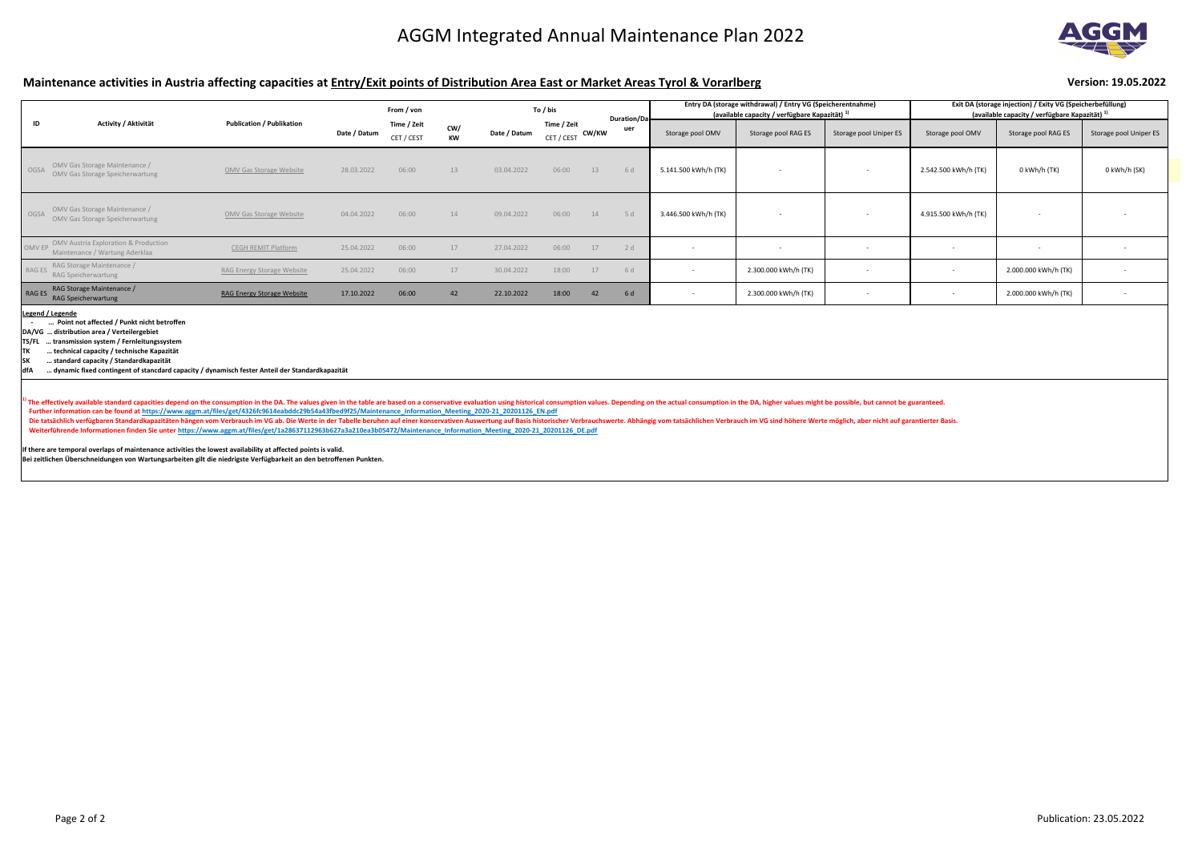# AGGM Integrated Annual Maintenance Plan 2022

## Maintenance activities in Austria affecting capacities at Entry/Exit points of Distribution Area East or Market Areas Tyrol & Vorarlberg

**Version: 19.05.2022**

| ID | Activity / Aktivität | Publication / Publikation | From / von | | | To / bis | | | Duration/Dauer | Entry DA (storage withdrawal) / Entry VG (Speicherentnahme) (available capacity / verfügbare Kapazität) [1] | | | Exit DA (storage injection) / Exity VG (Speicherbefüllung) (available capacity / verfügbare Kapazität) [1] | | |
|---|---|---|---|---|---|---|---|---|---|---|---|---|---|---|---|
| | | | Date / Datum | Time / Zeit CET / CEST | CW/ KW | Date / Datum | Time / Zeit CET / CEST | CW/KW | | Storage pool OMV | Storage pool RAG ES | Storage pool Uniper ES | Storage pool OMV | Storage pool RAG ES | Storage pool Uniper ES |
| OGSA | OMV Gas Storage Maintenance / OMV Gas Storage Speicherwartung | OMV Gas Storage Website | 28.03.2022 | 06:00 | 13 | 03.04.2022 | 06:00 | 13 | 6 d | 5.141.500 kWh/h (TK) | - | - | 2.542.500 kWh/h (TK) | 0 kWh/h (TK) | 0 kWh/h (SK) |
| OGSA | OMV Gas Storage Maintenance / OMV Gas Storage Speicherwartung | OMV Gas Storage Website | 04.04.2022 | 06:00 | 14 | 09.04.2022 | 06:00 | 14 | 5 d | 3.446.500 kWh/h (TK) | - | - | 4.915.500 kWh/h (TK) | - | - |
| OMV EP | OMV Austria Exploration & Production Maintenance / Wartung Aderklaa | CEGH REMIT Platform | 25.04.2022 | 06:00 | 17 | 27.04.2022 | 06:00 | 17 | 2 d | - | - | - | - | - | - |
| RAG ES | RAG Storage Maintenance / RAG Speicherwartung | RAG Energy Storage Website | 25.04.2022 | 06:00 | 17 | 30.04.2022 | 18:00 | 17 | 6 d | - | 2.300.000 kWh/h (TK) | - | - | 2.000.000 kWh/h (TK) | - |
| RAG ES | RAG Storage Maintenance / RAG Speicherwartung | RAG Energy Storage Website | 17.10.2022 | 06:00 | 42 | 22.10.2022 | 18:00 | 42 | 6 d | - | 2.300.000 kWh/h (TK) | - | - | 2.000.000 kWh/h (TK) | - |

**Legend / Legende**

- **- ... Point not affected / Punkt nicht betroffen**
- **DA/VG ... distribution area / Verteilergebiet**
- **TS/FL ... transmission system / Fernleitungssystem**
- **TK ... technical capacity / technische Kapazität**
- **SK ... standard capacity / Standardkapazität**
- **dfA ... dynamic fixed contingent of stancdard capacity / dynamisch fester Anteil der Standardkapazität**

[1] **The effectively available standard capacities depend on the consumption in the DA. The values given in the table are based on a conservative evaluation using historical consumption values. Depending on the actual consumption in the DA, higher values might be possible, but cannot be guaranteed.**
**Further information can be found at https://www.aggm.at/files/get/4326fc9614eabddc29b54a43fbed9f25/Maintenance_Information_Meeting_2020-21_20201126_EN.pdf**
**Die tatsächlich verfügbaren Standardkapazitäten hängen vom Verbrauch im VG ab. Die Werte in der Tabelle beruhen auf einer konservativen Auswertung auf Basis historischer Verbrauchswerte. Abhängig vom tatsächlichen Verbrauch im VG sind höhere Werte möglich, aber nicht auf garantierter Basis.**
**Weiterführende Informationen finden Sie unter https://www.aggm.at/files/get/1a28637112963b627a3a210ea3b05472/Maintenance_Information_Meeting_2020-21_20201126_DE.pdf**

**If there are temporal overlaps of maintenance activities the lowest availability at affected points is valid.**
**Bei zeitlichen Überschneidungen von Wartungsarbeiten gilt die niedrigste Verfügbarkeit an den betroffenen Punkten.**

Publication: 23.05.2022